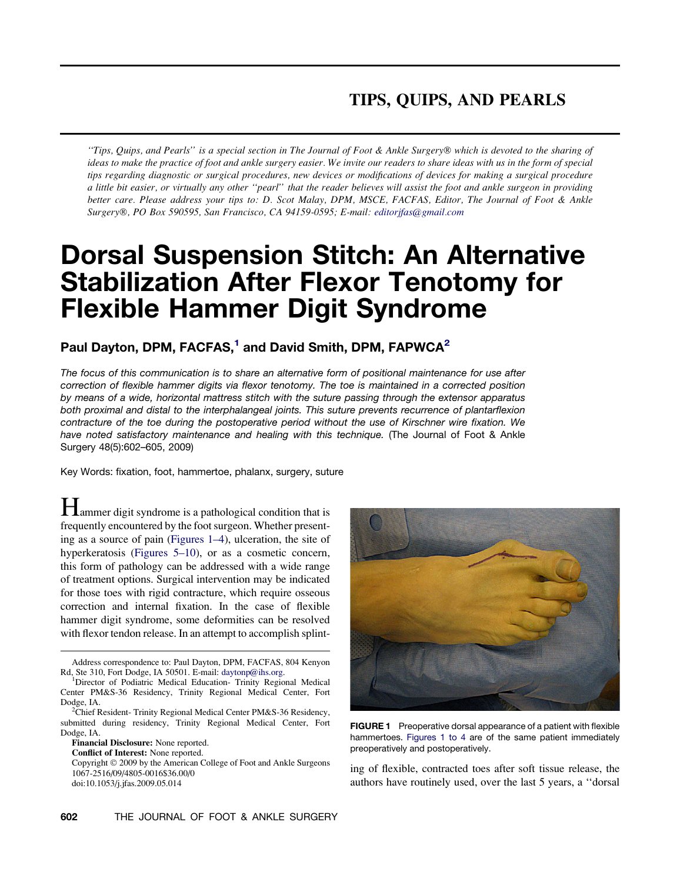# TIPS, QUIPS, AND PEARLS

*"Tips, Quips, and Pearls" is a special section in The Journal of Foot & Ankle Surgery® which is devoted to the sharing of ideas to make the practice of foot and ankle surgery easier. We invite our readers to share ideas with us in the form of special tips regarding diagnostic or surgical procedures, new devices or modifications of devices for making a surgical procedure a little bit easier, or virtually any other "pearl" that the reader believes will assist the foot and ankle surgeon in providing better care. Please address your tips to: D. Scot Malay, DPM, MSCE, FACFAS, Editor, The Journal of Foot & Ankle Surgery®, PO Box 590595, San Francisco, CA 94159-0595; E-mail: editorjfas@gmail.com*

# Dorsal Suspension Stitch: An Alternative Stabilization After Flexor Tenotomy for Flexible Hammer Digit Syndrome

**Paul Dayton, DPM, FACFAS,[1] and David Smith, DPM, FAPWCA[2]**

*The focus of this communication is to share an alternative form of positional maintenance for use after correction of flexible hammer digits via flexor tenotomy. The toe is maintained in a corrected position by means of a wide, horizontal mattress stitch with the suture passing through the extensor apparatus both proximal and distal to the interphalangeal joints. This suture prevents recurrence of plantarflexion contracture of the toe during the postoperative period without the use of Kirschner wire fixation. We have noted satisfactory maintenance and healing with this technique.* (The Journal of Foot & Ankle Surgery 48(5):602–605, 2009)

Key Words: fixation, foot, hammertoe, phalanx, surgery, suture

Hammer digit syndrome is a pathological condition that is frequently encountered by the foot surgeon. Whether presenting as a source of pain (Figures 1–4), ulceration, the site of hyperkeratosis (Figures 5–10), or as a cosmetic concern, this form of pathology can be addressed with a wide range of treatment options. Surgical intervention may be indicated for those toes with rigid contracture, which require osseous correction and internal fixation. In the case of flexible hammer digit syndrome, some deformities can be resolved with flexor tendon release. In an attempt to accomplish splinting of flexible, contracted toes after soft tissue release, the authors have routinely used, over the last 5 years, a "dorsal

FIGURE 1 Preoperative dorsal appearance of a patient with flexible hammertoes. Figures 1 to 4 are of the same patient immediately preoperatively and postoperatively.

Address correspondence to: Paul Dayton, DPM, FACFAS, 804 Kenyon Rd, Ste 310, Fort Dodge, IA 50501. E-mail: daytonp@ihs.org.

[1]Director of Podiatric Medical Education- Trinity Regional Medical Center PM&S-36 Residency, Trinity Regional Medical Center, Fort Dodge, IA.

[2]Chief Resident- Trinity Regional Medical Center PM&S-36 Residency, submitted during residency, Trinity Regional Medical Center, Fort Dodge, IA.

**Financial Disclosure:** None reported.

**Conflict of Interest:** None reported.

Copyright © 2009 by the American College of Foot and Ankle Surgeons
1067-2516/09/4805-0016$36.00/0
doi:10.1053/j.jfas.2009.05.014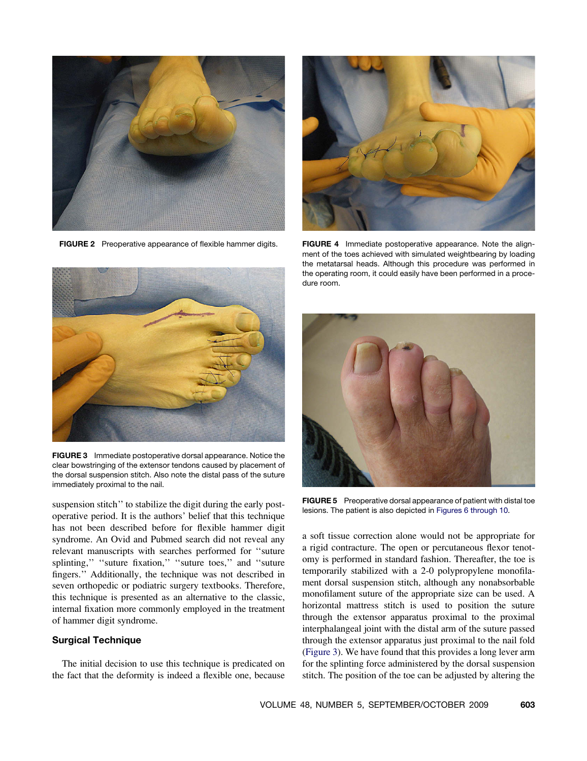FIGURE 2 Preoperative appearance of flexible hammer digits.

FIGURE 4 Immediate postoperative appearance. Note the alignment of the toes achieved with simulated weightbearing by loading the metatarsal heads. Although this procedure was performed in the operating room, it could easily have been performed in a procedure room.

FIGURE 3 Immediate postoperative dorsal appearance. Notice the clear bowstringing of the extensor tendons caused by placement of the dorsal suspension stitch. Also note the distal pass of the suture immediately proximal to the nail.

FIGURE 5 Preoperative dorsal appearance of patient with distal toe lesions. The patient is also depicted in Figures 6 through 10.

suspension stitch'' to stabilize the digit during the early postoperative period. It is the authors' belief that this technique has not been described before for flexible hammer digit syndrome. An Ovid and Pubmed search did not reveal any relevant manuscripts with searches performed for ''suture splinting,'' ''suture fixation,'' ''suture toes,'' and ''suture fingers.'' Additionally, the technique was not described in seven orthopedic or podiatric surgery textbooks. Therefore, this technique is presented as an alternative to the classic, internal fixation more commonly employed in the treatment of hammer digit syndrome.

## Surgical Technique

The initial decision to use this technique is predicated on the fact that the deformity is indeed a flexible one, because a soft tissue correction alone would not be appropriate for a rigid contracture. The open or percutaneous flexor tenotomy is performed in standard fashion. Thereafter, the toe is temporarily stabilized with a 2-0 polypropylene monofilament dorsal suspension stitch, although any nonabsorbable monofilament suture of the appropriate size can be used. A horizontal mattress stitch is used to position the suture through the extensor apparatus proximal to the proximal interphalangeal joint with the distal arm of the suture passed through the extensor apparatus just proximal to the nail fold (Figure 3). We have found that this provides a long lever arm for the splinting force administered by the dorsal suspension stitch. The position of the toe can be adjusted by altering the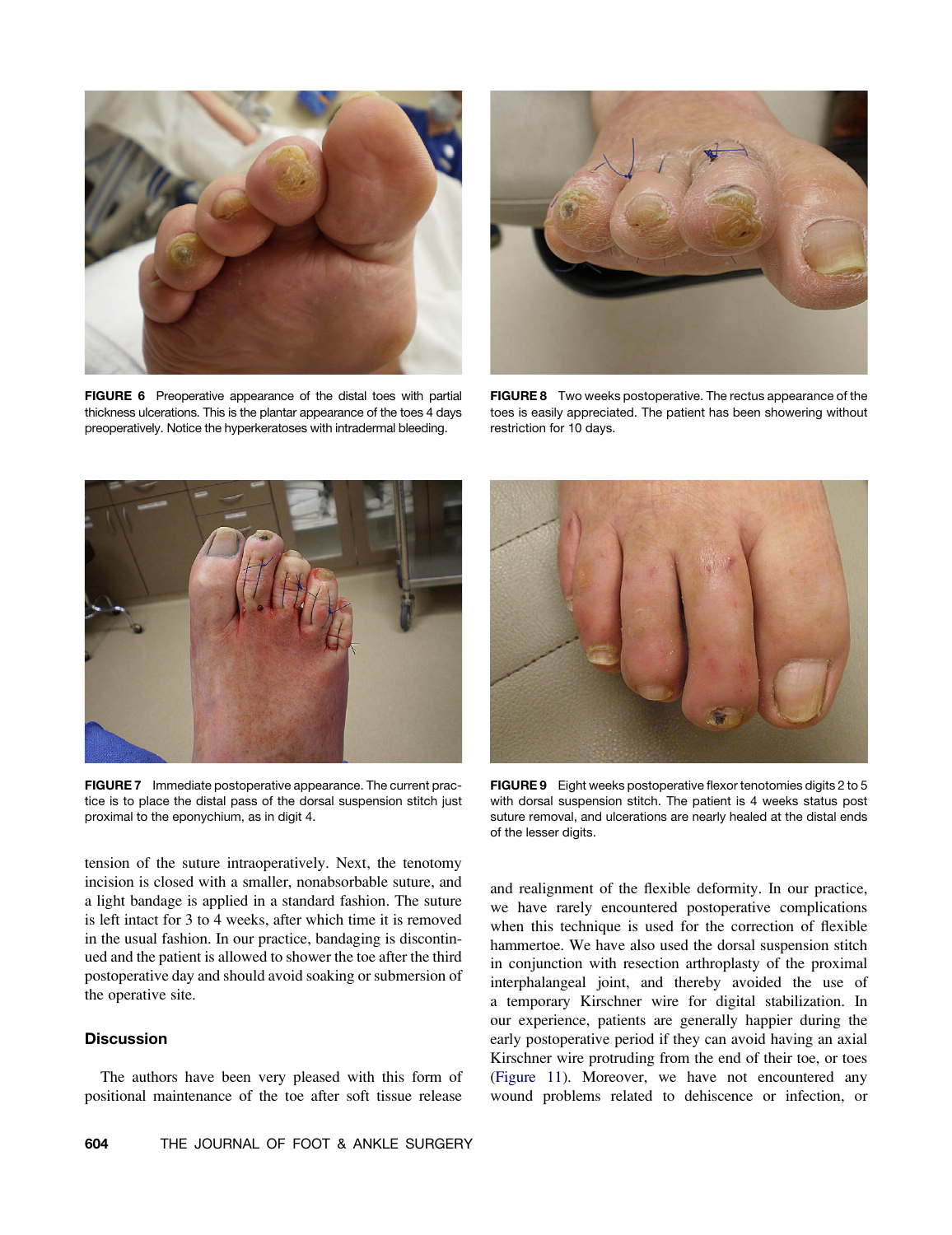FIGURE 6 Preoperative appearance of the distal toes with partial thickness ulcerations. This is the plantar appearance of the toes 4 days preoperatively. Notice the hyperkeratoses with intradermal bleeding.

FIGURE 8 Two weeks postoperative. The rectus appearance of the toes is easily appreciated. The patient has been showering without restriction for 10 days.

FIGURE 7 Immediate postoperative appearance. The current practice is to place the distal pass of the dorsal suspension stitch just proximal to the eponychium, as in digit 4.

FIGURE 9 Eight weeks postoperative flexor tenotomies digits 2 to 5 with dorsal suspension stitch. The patient is 4 weeks status post suture removal, and ulcerations are nearly healed at the distal ends of the lesser digits.

tension of the suture intraoperatively. Next, the tenotomy incision is closed with a smaller, nonabsorbable suture, and a light bandage is applied in a standard fashion. The suture is left intact for 3 to 4 weeks, after which time it is removed in the usual fashion. In our practice, bandaging is discontinued and the patient is allowed to shower the toe after the third postoperative day and should avoid soaking or submersion of the operative site.

## Discussion

The authors have been very pleased with this form of positional maintenance of the toe after soft tissue release and realignment of the flexible deformity. In our practice, we have rarely encountered postoperative complications when this technique is used for the correction of flexible hammertoe. We have also used the dorsal suspension stitch in conjunction with resection arthroplasty of the proximal interphalangeal joint, and thereby avoided the use of a temporary Kirschner wire for digital stabilization. In our experience, patients are generally happier during the early postoperative period if they can avoid having an axial Kirschner wire protruding from the end of their toe, or toes (Figure 11). Moreover, we have not encountered any wound problems related to dehiscence or infection, or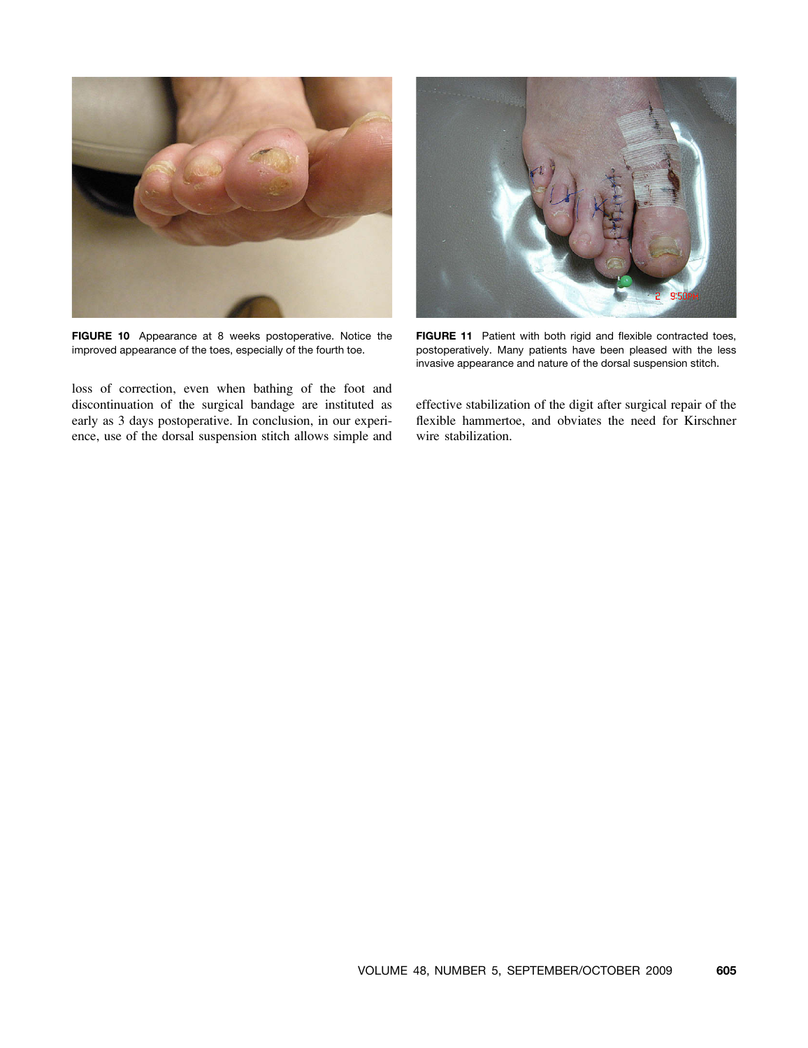FIGURE 10 Appearance at 8 weeks postoperative. Notice the improved appearance of the toes, especially of the fourth toe.

FIGURE 11 Patient with both rigid and flexible contracted toes, postoperatively. Many patients have been pleased with the less invasive appearance and nature of the dorsal suspension stitch.

loss of correction, even when bathing of the foot and discontinuation of the surgical bandage are instituted as early as 3 days postoperative. In conclusion, in our experience, use of the dorsal suspension stitch allows simple and effective stabilization of the digit after surgical repair of the flexible hammertoe, and obviates the need for Kirschner wire stabilization.